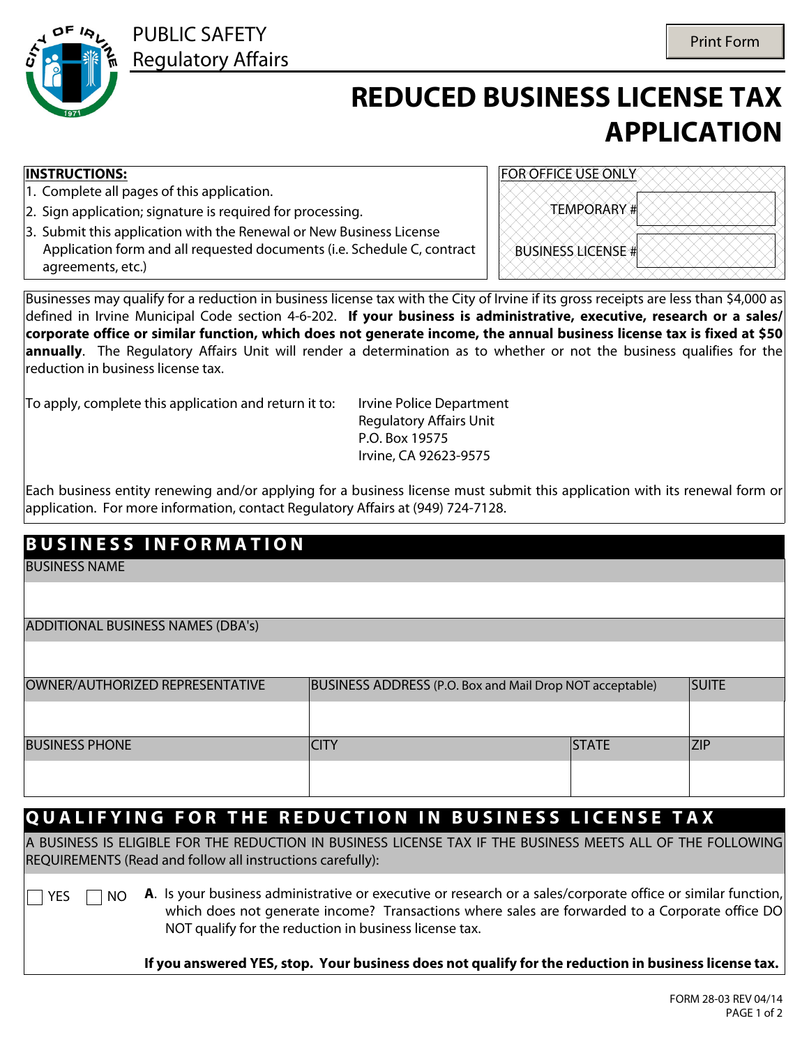PUBLIC SAFETY
Regulatory Affairs

# REDUCED BUSINESS LICENSE TAX APPLICATION

**INSTRUCTIONS:**

1. Complete all pages of this application.
2. Sign application; signature is required for processing.
3. Submit this application with the Renewal or New Business License Application form and all requested documents (i.e. Schedule C, contract agreements, etc.)

| FOR OFFICE USE ONLY | |
|---|---|
| TEMPORARY # | |
| BUSINESS LICENSE # | |

Businesses may qualify for a reduction in business license tax with the City of Irvine if its gross receipts are less than $4,000 as defined in Irvine Municipal Code section 4-6-202. **If your business is administrative, executive, research or a sales/corporate office or similar function, which does not generate income, the annual business license tax is fixed at $50 annually**. The Regulatory Affairs Unit will render a determination as to whether or not the business qualifies for the reduction in business license tax.

To apply, complete this application and return it to:

Irvine Police Department
Regulatory Affairs Unit
P.O. Box 19575
Irvine, CA 92623-9575

Each business entity renewing and/or applying for a business license must submit this application with its renewal form or application. For more information, contact Regulatory Affairs at (949) 724-7128.

## BUSINESS INFORMATION

| BUSINESS NAME | | | |
|---|---|---|---|
| | | | |
| ADDITIONAL BUSINESS NAMES (DBA's) | | | |
| | | | |
| OWNER/AUTHORIZED REPRESENTATIVE | BUSINESS ADDRESS (P.O. Box and Mail Drop NOT acceptable) | | SUITE |
| | | | |
| BUSINESS PHONE | CITY | STATE | ZIP |
| | | | |

## QUALIFYING FOR THE REDUCTION IN BUSINESS LICENSE TAX

A BUSINESS IS ELIGIBLE FOR THE REDUCTION IN BUSINESS LICENSE TAX IF THE BUSINESS MEETS ALL OF THE FOLLOWING REQUIREMENTS (Read and follow all instructions carefully):

☐ YES ☐ NO **A**. Is your business administrative or executive or research or a sales/corporate office or similar function, which does not generate income? Transactions where sales are forwarded to a Corporate office DO NOT qualify for the reduction in business license tax.

**If you answered YES, stop. Your business does not qualify for the reduction in business license tax.**

FORM 28-03 REV 04/14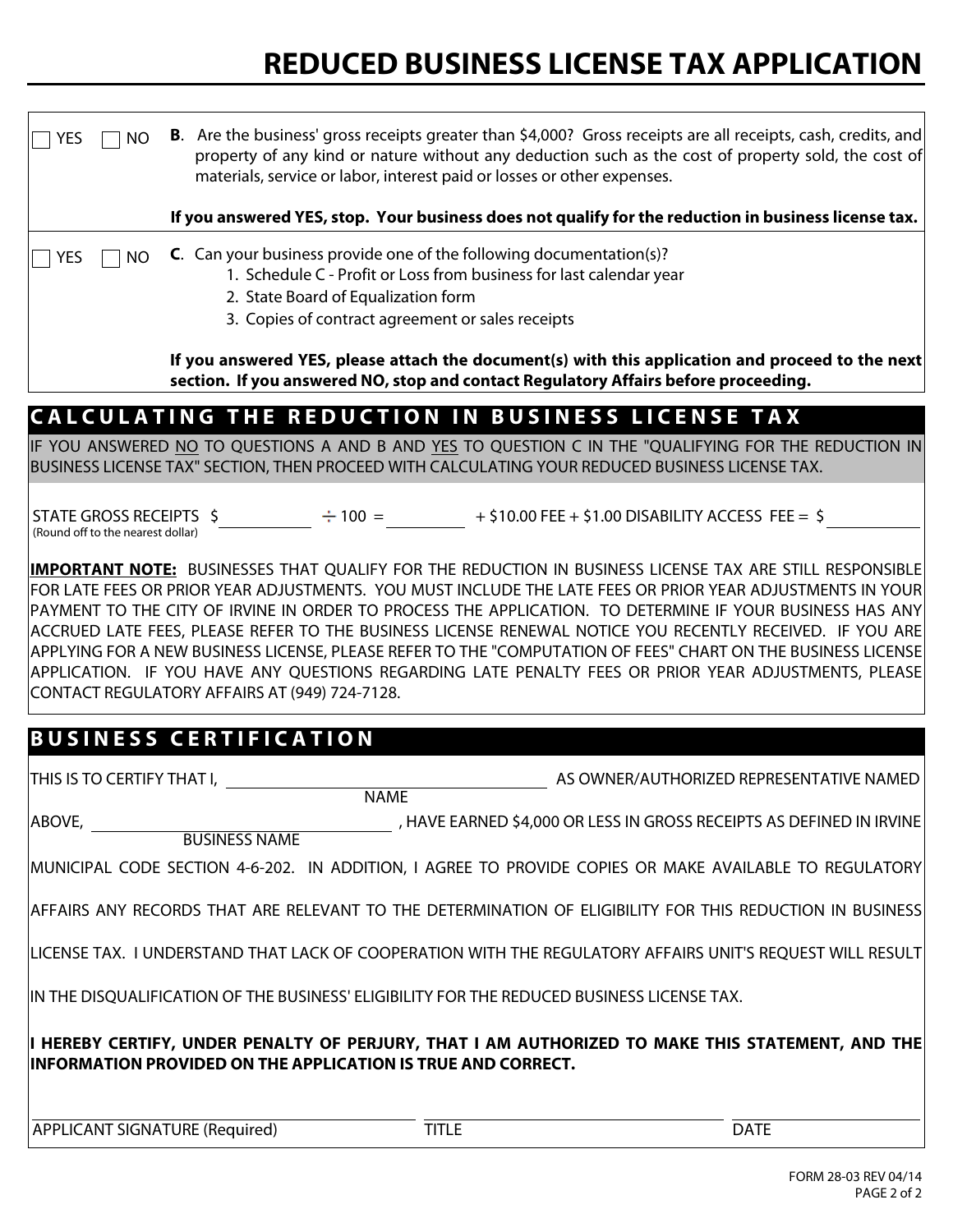# REDUCED BUSINESS LICENSE TAX APPLICATION

☐ YES ☐ NO **B**. Are the business' gross receipts greater than $4,000? Gross receipts are all receipts, cash, credits, and property of any kind or nature without any deduction such as the cost of property sold, the cost of materials, service or labor, interest paid or losses or other expenses.

**If you answered YES, stop. Your business does not qualify for the reduction in business license tax.**

☐ YES ☐ NO **C**. Can your business provide one of the following documentation(s)?

1. Schedule C - Profit or Loss from business for last calendar year
2. State Board of Equalization form
3. Copies of contract agreement or sales receipts

**If you answered YES, please attach the document(s) with this application and proceed to the next section. If you answered NO, stop and contact Regulatory Affairs before proceeding.**

## CALCULATING THE REDUCTION IN BUSINESS LICENSE TAX

IF YOU ANSWERED NO TO QUESTIONS A AND B AND YES TO QUESTION C IN THE "QUALIFYING FOR THE REDUCTION IN BUSINESS LICENSE TAX" SECTION, THEN PROCEED WITH CALCULATING YOUR REDUCED BUSINESS LICENSE TAX.

STATE GROSS RECEIPTS $__________ ÷ 100 = __________ + $10.00 FEE + $1.00 DISABILITY ACCESS FEE = $__________
(Round off to the nearest dollar)

**IMPORTANT NOTE:** BUSINESSES THAT QUALIFY FOR THE REDUCTION IN BUSINESS LICENSE TAX ARE STILL RESPONSIBLE FOR LATE FEES OR PRIOR YEAR ADJUSTMENTS. YOU MUST INCLUDE THE LATE FEES OR PRIOR YEAR ADJUSTMENTS IN YOUR PAYMENT TO THE CITY OF IRVINE IN ORDER TO PROCESS THE APPLICATION. TO DETERMINE IF YOUR BUSINESS HAS ANY ACCRUED LATE FEES, PLEASE REFER TO THE BUSINESS LICENSE RENEWAL NOTICE YOU RECENTLY RECEIVED. IF YOU ARE APPLYING FOR A NEW BUSINESS LICENSE, PLEASE REFER TO THE "COMPUTATION OF FEES" CHART ON THE BUSINESS LICENSE APPLICATION. IF YOU HAVE ANY QUESTIONS REGARDING LATE PENALTY FEES OR PRIOR YEAR ADJUSTMENTS, PLEASE CONTACT REGULATORY AFFAIRS AT (949) 724-7128.

## BUSINESS CERTIFICATION

THIS IS TO CERTIFY THAT I, ______________________ (NAME) AS OWNER/AUTHORIZED REPRESENTATIVE NAMED ABOVE, ______________________ (BUSINESS NAME), HAVE EARNED $4,000 OR LESS IN GROSS RECEIPTS AS DEFINED IN IRVINE MUNICIPAL CODE SECTION 4-6-202. IN ADDITION, I AGREE TO PROVIDE COPIES OR MAKE AVAILABLE TO REGULATORY AFFAIRS ANY RECORDS THAT ARE RELEVANT TO THE DETERMINATION OF ELIGIBILITY FOR THIS REDUCTION IN BUSINESS LICENSE TAX. I UNDERSTAND THAT LACK OF COOPERATION WITH THE REGULATORY AFFAIRS UNIT'S REQUEST WILL RESULT IN THE DISQUALIFICATION OF THE BUSINESS' ELIGIBILITY FOR THE REDUCED BUSINESS LICENSE TAX.

**I HEREBY CERTIFY, UNDER PENALTY OF PERJURY, THAT I AM AUTHORIZED TO MAKE THIS STATEMENT, AND THE INFORMATION PROVIDED ON THE APPLICATION IS TRUE AND CORRECT.**

APPLICANT SIGNATURE (Required) ______________________ TITLE ______________________ DATE ______________________

FORM 28-03 REV 04/14